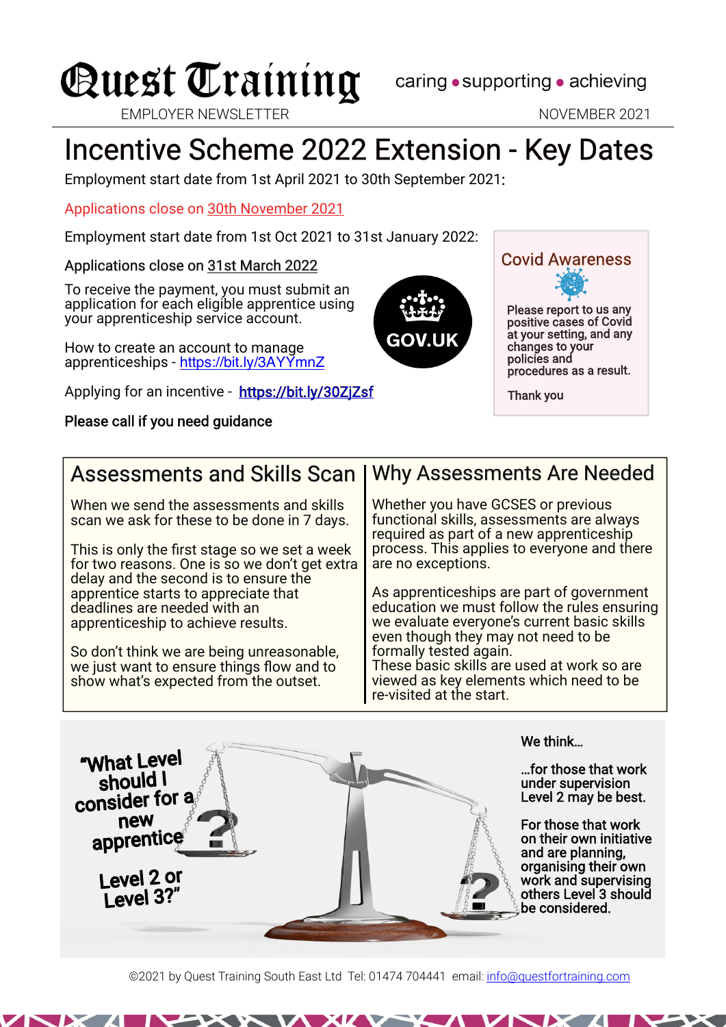# Quest Training

caring • supporting • achieving

EMPLOYER NEWSLETTER

NOVEMBER 2021

## Incentive Scheme 2022 Extension - Key Dates

Employment start date from 1st April 2021 to 30th September 2021:

Applications close on 30th November 2021

Employment start date from 1st Oct 2021 to 31st January 2022:

Applications close on 31st March 2022

To receive the payment, you must submit an application for each eligible apprentice using your apprenticeship service account.

How to create an account to manage apprenticeships - https://bit.ly/3AYYmnZ

Applying for an incentive - https://bit.ly/30ZjZsf

Please call if you need guidance

GOV.UK

### Covid Awareness

Please report to us any positive cases of Covid at your setting, and any changes to your policies and procedures as a result.

Thank you

## Assessments and Skills Scan

When we send the assessments and skills scan we ask for these to be done in 7 days.

This is only the first stage so we set a week for two reasons. One is so we don't get extra delay and the second is to ensure the apprentice starts to appreciate that deadlines are needed with an apprenticeship to achieve results.

So don't think we are being unreasonable, we just want to ensure things flow and to show what's expected from the outset.

## Why Assessments Are Needed

Whether you have GCSES or previous functional skills, assessments are always required as part of a new apprenticeship process. This applies to everyone and there are no exceptions.

As apprenticeships are part of government education we must follow the rules ensuring we evaluate everyone's current basic skills even though they may not need to be formally tested again.
These basic skills are used at work so are viewed as key elements which need to be re-visited at the start.

"What Level should I consider for a new apprentice Level 2 or Level 3?"

We think…

…for those that work under supervision Level 2 may be best.

For those that work on their own initiative and are planning, organising their own work and supervising others Level 3 should be considered.

©2021 by Quest Training South East Ltd Tel: 01474 704441 email: info@questfortraining.com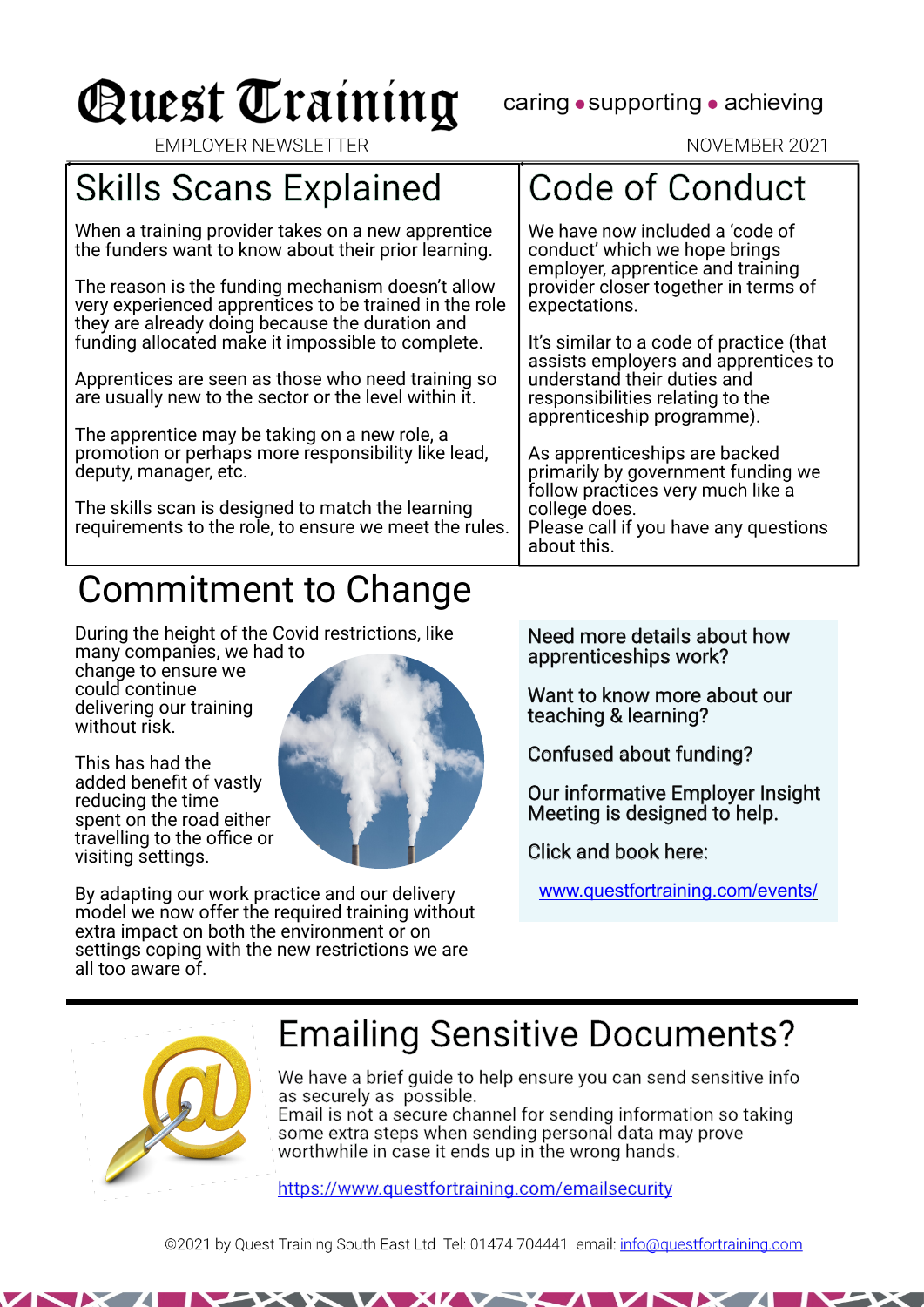# Quest Training

caring • supporting • achieving

EMPLOYER NEWSLETTER

NOVEMBER 2021

## Skills Scans Explained

When a training provider takes on a new apprentice the funders want to know about their prior learning.

The reason is the funding mechanism doesn't allow very experienced apprentices to be trained in the role they are already doing because the duration and funding allocated make it impossible to complete.

Apprentices are seen as those who need training so are usually new to the sector or the level within it.

The apprentice may be taking on a new role, a promotion or perhaps more responsibility like lead, deputy, manager, etc.

The skills scan is designed to match the learning requirements to the role, to ensure we meet the rules.

## Code of Conduct

We have now included a 'code of conduct' which we hope brings employer, apprentice and training provider closer together in terms of expectations.

It's similar to a code of practice (that assists employers and apprentices to understand their duties and responsibilities relating to the apprenticeship programme).

As apprenticeships are backed primarily by government funding we follow practices very much like a college does.
Please call if you have any questions about this.

## Commitment to Change

During the height of the Covid restrictions, like many companies, we had to change to ensure we could continue delivering our training without risk.

This has had the added benefit of vastly reducing the time spent on the road either travelling to the office or visiting settings.

By adapting our work practice and our delivery model we now offer the required training without extra impact on both the environment or on settings coping with the new restrictions we are all too aware of.

Need more details about how apprenticeships work?

Want to know more about our teaching & learning?

Confused about funding?

Our informative Employer Insight Meeting is designed to help.

Click and book here:

www.questfortraining.com/events/

## Emailing Sensitive Documents?

We have a brief guide to help ensure you can send sensitive info as securely as possible.
Email is not a secure channel for sending information so taking some extra steps when sending personal data may prove worthwhile in case it ends up in the wrong hands.

https://www.questfortraining.com/emailsecurity

©2021 by Quest Training South East Ltd Tel: 01474 704441 email: info@questfortraining.com